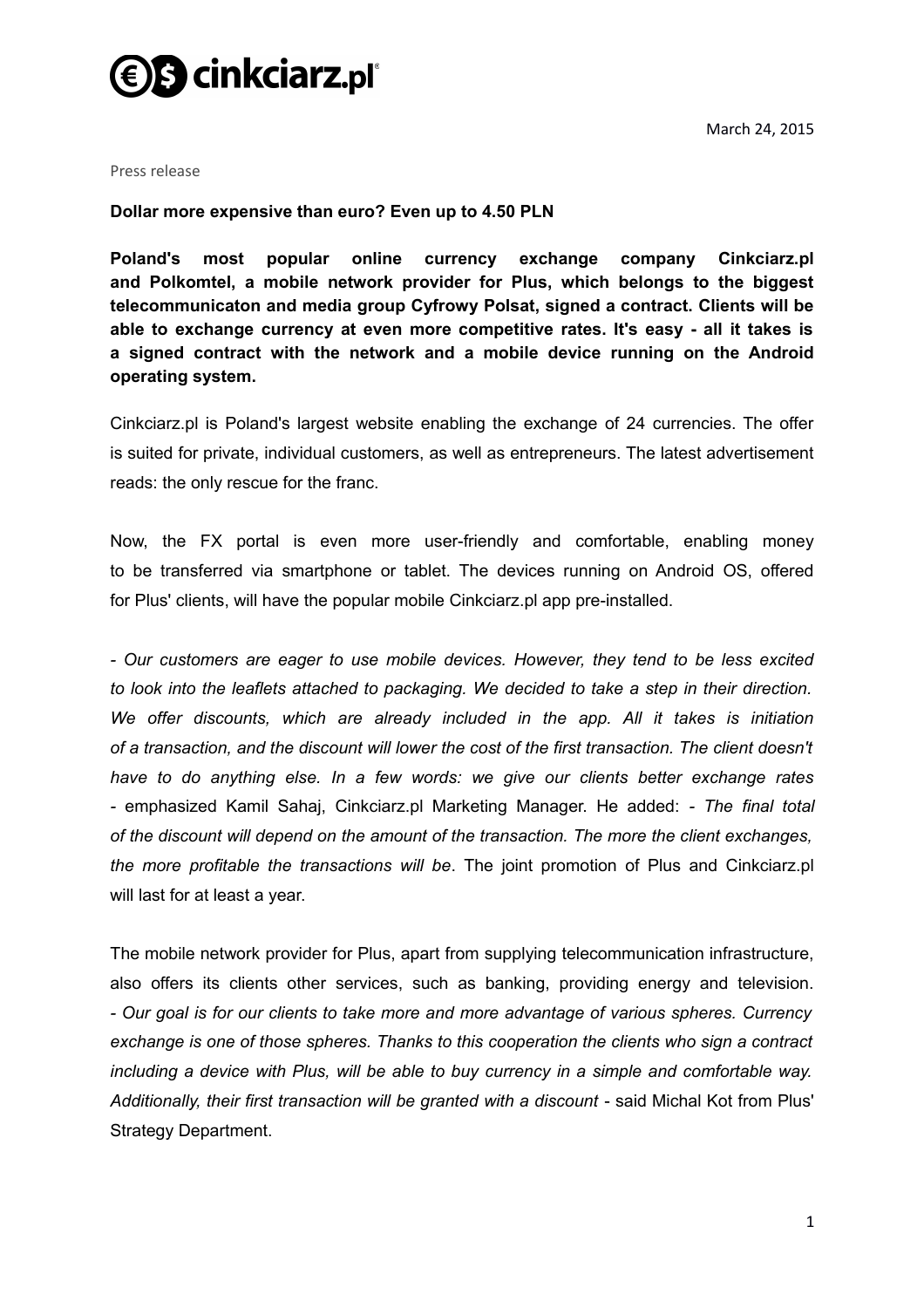March 24, 2015

Press release

**Dollar more expensive than euro? Even up to 4.50 PLN**

**Poland's most popular online currency exchange company Cinkciarz.pl and Polkomtel, a mobile network provider for Plus, which belongs to the biggest telecommunicaton and media group Cyfrowy Polsat, signed a contract. Clients will be able to exchange currency at even more competitive rates. It's easy - all it takes is a signed contract with the network and a mobile device running on the Android operating system.**

Cinkciarz.pl is Poland's largest website enabling the exchange of 24 currencies. The offer is suited for private, individual customers, as well as entrepreneurs. The latest advertisement reads: the only rescue for the franc.

Now, the FX portal is even more user-friendly and comfortable, enabling money to be transferred via smartphone or tablet. The devices running on Android OS, offered for Plus' clients, will have the popular mobile Cinkciarz.pl app pre-installed.

*- Our customers are eager to use mobile devices. However, they tend to be less excited to look into the leaflets attached to packaging. We decided to take a step in their direction. We offer discounts, which are already included in the app. All it takes is initiation of a transaction, and the discount will lower the cost of the first transaction. The client doesn't have to do anything else. In a few words: we give our clients better exchange rates* - emphasized Kamil Sahaj, Cinkciarz.pl Marketing Manager. He added: *- The final total of the discount will depend on the amount of the transaction. The more the client exchanges, the more profitable the transactions will be*. The joint promotion of Plus and Cinkciarz.pl will last for at least a year.

The mobile network provider for Plus, apart from supplying telecommunication infrastructure, also offers its clients other services, such as banking, providing energy and television. *- Our goal is for our clients to take more and more advantage of various spheres. Currency exchange is one of those spheres. Thanks to this cooperation the clients who sign a contract including a device with Plus, will be able to buy currency in a simple and comfortable way. Additionally, their first transaction will be granted with a discount* - said Michal Kot from Plus' Strategy Department.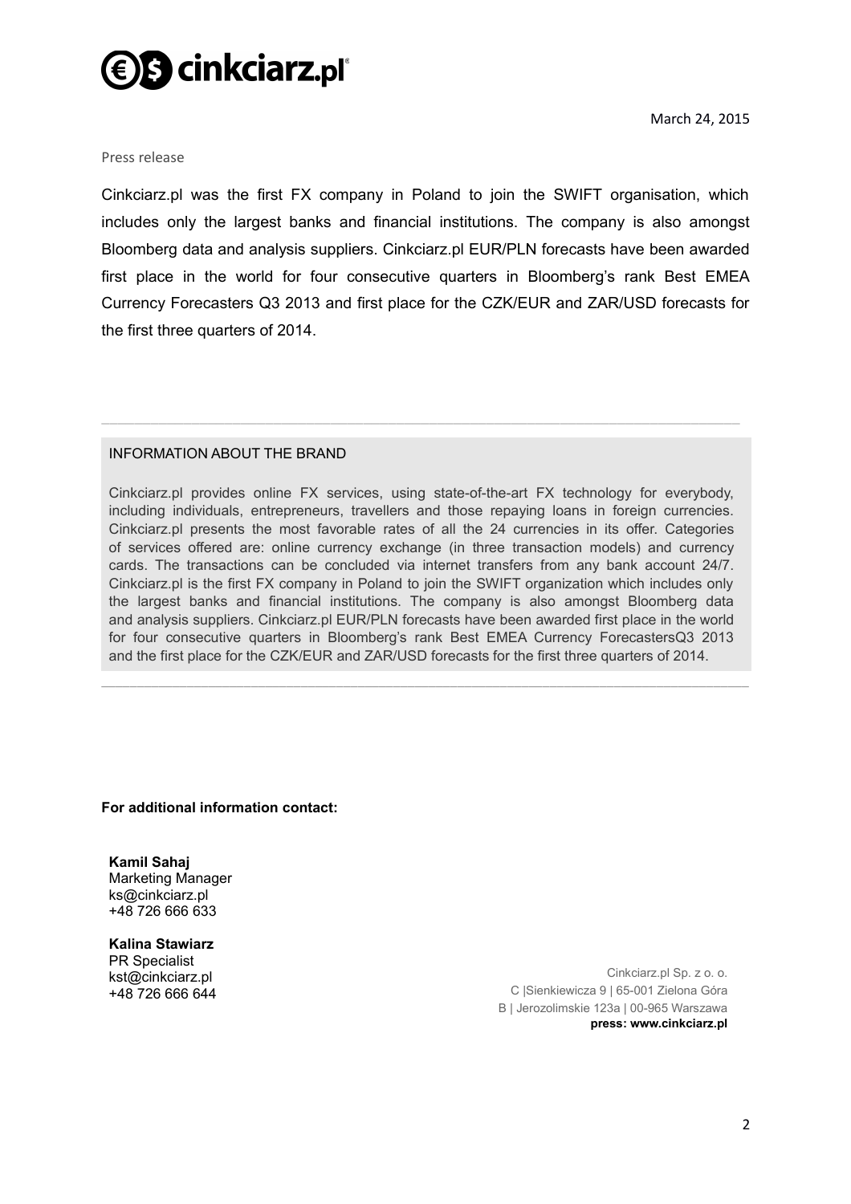March 24, 2015

Press release

Cinkciarz.pl was the first FX company in Poland to join the SWIFT organisation, which includes only the largest banks and financial institutions. The company is also amongst Bloomberg data and analysis suppliers. Cinkciarz.pl EUR/PLN forecasts have been awarded first place in the world for four consecutive quarters in Bloomberg's rank Best EMEA Currency Forecasters Q3 2013 and first place for the CZK/EUR and ZAR/USD forecasts for the first three quarters of 2014.

---

INFORMATION ABOUT THE BRAND

Cinkciarz.pl provides online FX services, using state-of-the-art FX technology for everybody, including individuals, entrepreneurs, travellers and those repaying loans in foreign currencies. Cinkciarz.pl presents the most favorable rates of all the 24 currencies in its offer. Categories of services offered are: online currency exchange (in three transaction models) and currency cards. The transactions can be concluded via internet transfers from any bank account 24/7. Cinkciarz.pl is the first FX company in Poland to join the SWIFT organization which includes only the largest banks and financial institutions. The company is also amongst Bloomberg data and analysis suppliers. Cinkciarz.pl EUR/PLN forecasts have been awarded first place in the world for four consecutive quarters in Bloomberg's rank Best EMEA Currency ForecastersQ3 2013 and the first place for the CZK/EUR and ZAR/USD forecasts for the first three quarters of 2014.

---

**For additional information contact:**

**Kamil Sahaj**
Marketing Manager
ks@cinkciarz.pl
+48 726 666 633

**Kalina Stawiarz**
PR Specialist
kst@cinkciarz.pl
+48 726 666 644

Cinkciarz.pl Sp. z o. o.
C |Sienkiewicza 9 | 65-001 Zielona Góra
B | Jerozolimskie 123a | 00-965 Warszawa
**press: www.cinkciarz.pl**